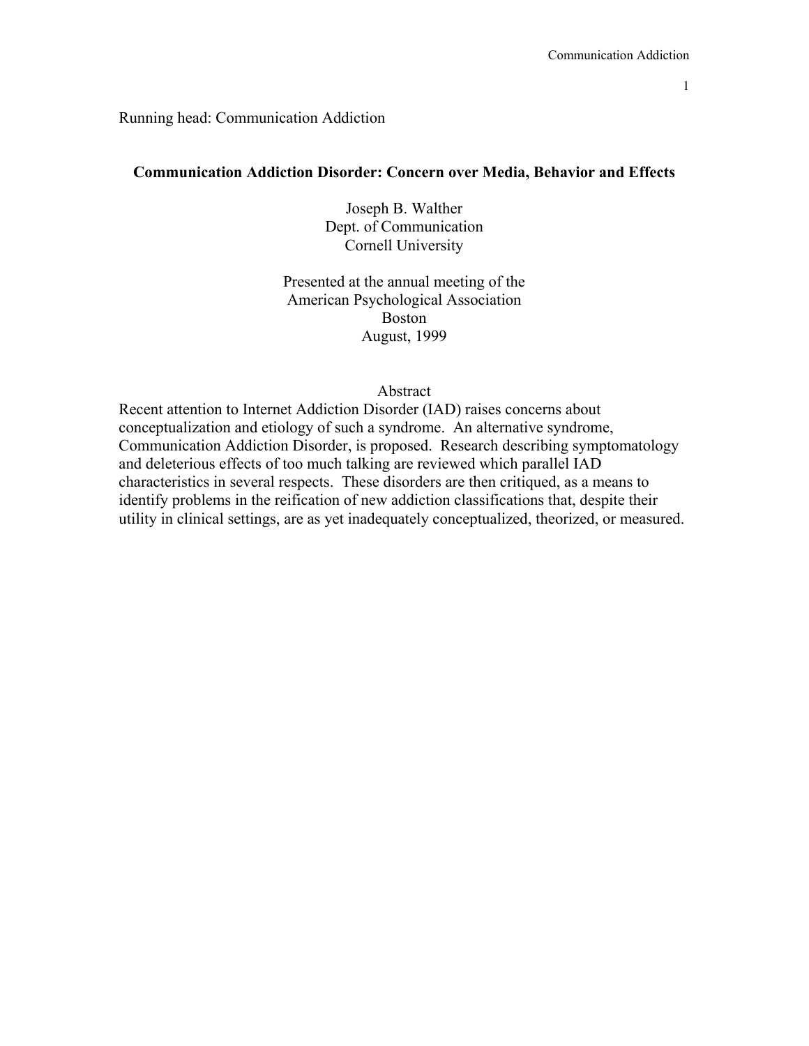Running head: Communication Addiction

# Communication Addiction Disorder: Concern over Media, Behavior and Effects

Joseph B. Walther
Dept. of Communication
Cornell University

Presented at the annual meeting of the
American Psychological Association
Boston
August, 1999

## Abstract

Recent attention to Internet Addiction Disorder (IAD) raises concerns about conceptualization and etiology of such a syndrome. An alternative syndrome, Communication Addiction Disorder, is proposed. Research describing symptomatology and deleterious effects of too much talking are reviewed which parallel IAD characteristics in several respects. These disorders are then critiqued, as a means to identify problems in the reification of new addiction classifications that, despite their utility in clinical settings, are as yet inadequately conceptualized, theorized, or measured.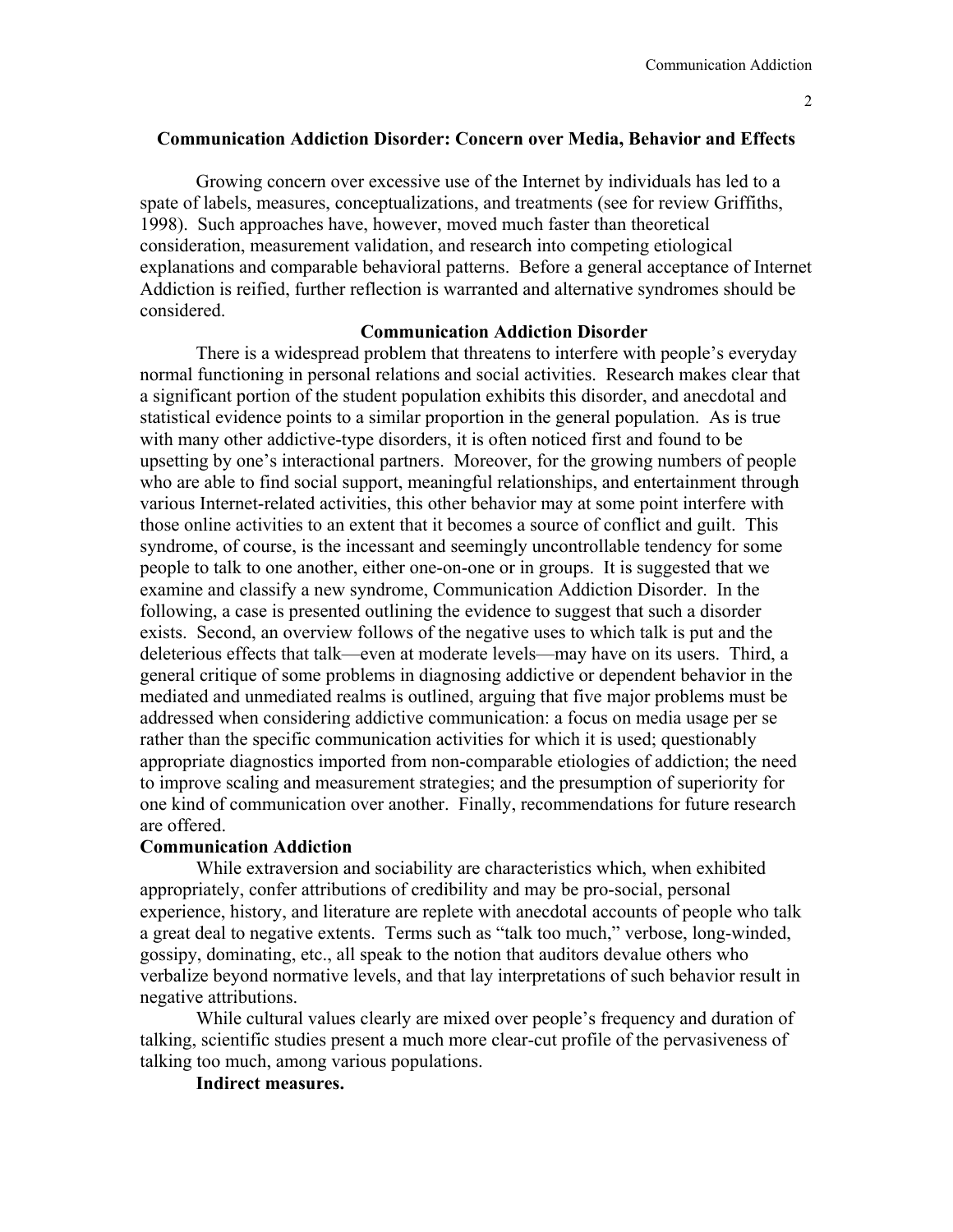# Communication Addiction Disorder: Concern over Media, Behavior and Effects

Growing concern over excessive use of the Internet by individuals has led to a spate of labels, measures, conceptualizations, and treatments (see for review Griffiths, 1998). Such approaches have, however, moved much faster than theoretical consideration, measurement validation, and research into competing etiological explanations and comparable behavioral patterns. Before a general acceptance of Internet Addiction is reified, further reflection is warranted and alternative syndromes should be considered.

## Communication Addiction Disorder

There is a widespread problem that threatens to interfere with people's everyday normal functioning in personal relations and social activities. Research makes clear that a significant portion of the student population exhibits this disorder, and anecdotal and statistical evidence points to a similar proportion in the general population. As is true with many other addictive-type disorders, it is often noticed first and found to be upsetting by one's interactional partners. Moreover, for the growing numbers of people who are able to find social support, meaningful relationships, and entertainment through various Internet-related activities, this other behavior may at some point interfere with those online activities to an extent that it becomes a source of conflict and guilt. This syndrome, of course, is the incessant and seemingly uncontrollable tendency for some people to talk to one another, either one-on-one or in groups. It is suggested that we examine and classify a new syndrome, Communication Addiction Disorder. In the following, a case is presented outlining the evidence to suggest that such a disorder exists. Second, an overview follows of the negative uses to which talk is put and the deleterious effects that talk—even at moderate levels—may have on its users. Third, a general critique of some problems in diagnosing addictive or dependent behavior in the mediated and unmediated realms is outlined, arguing that five major problems must be addressed when considering addictive communication: a focus on media usage per se rather than the specific communication activities for which it is used; questionably appropriate diagnostics imported from non-comparable etiologies of addiction; the need to improve scaling and measurement strategies; and the presumption of superiority for one kind of communication over another. Finally, recommendations for future research are offered.

## Communication Addiction

While extraversion and sociability are characteristics which, when exhibited appropriately, confer attributions of credibility and may be pro-social, personal experience, history, and literature are replete with anecdotal accounts of people who talk a great deal to negative extents. Terms such as "talk too much," verbose, long-winded, gossipy, dominating, etc., all speak to the notion that auditors devalue others who verbalize beyond normative levels, and that lay interpretations of such behavior result in negative attributions.

While cultural values clearly are mixed over people's frequency and duration of talking, scientific studies present a much more clear-cut profile of the pervasiveness of talking too much, among various populations.

### Indirect measures.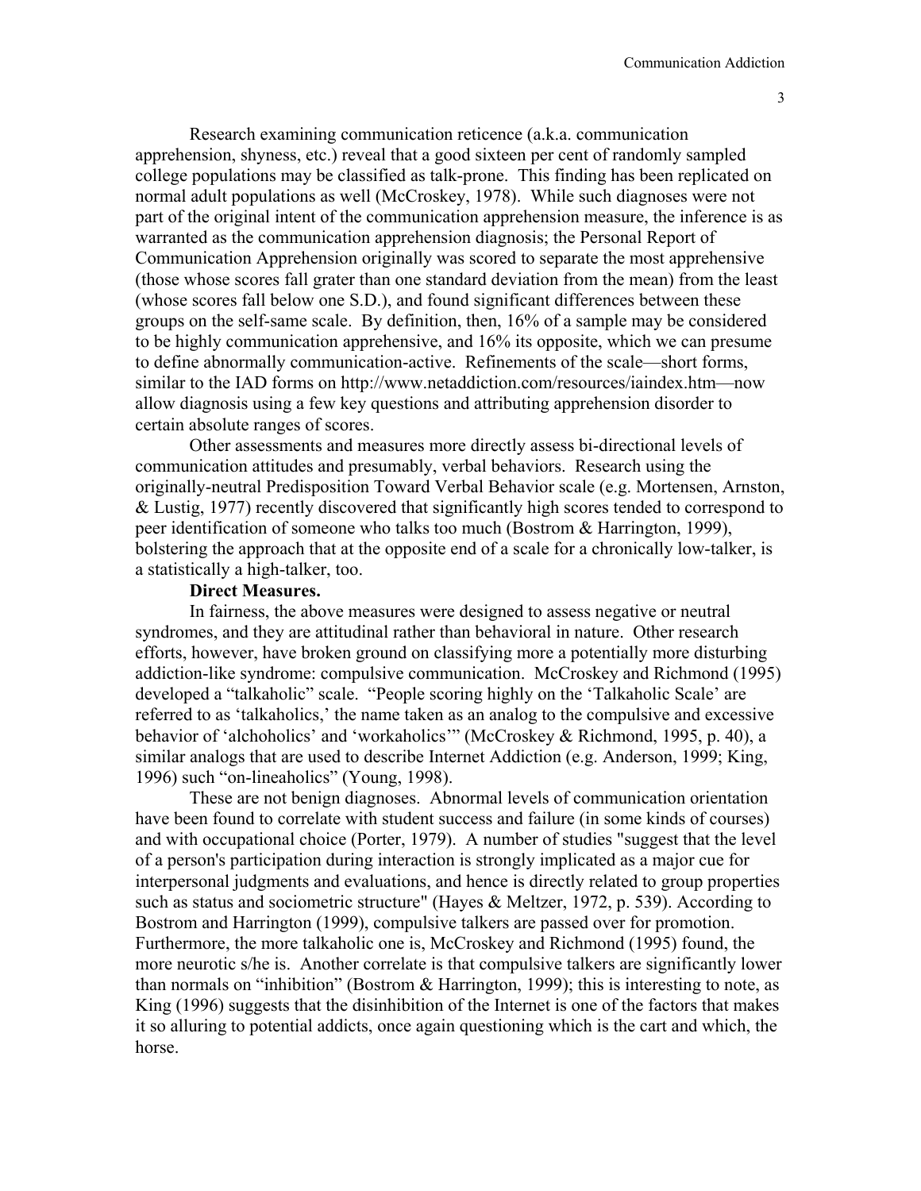Research examining communication reticence (a.k.a. communication apprehension, shyness, etc.) reveal that a good sixteen per cent of randomly sampled college populations may be classified as talk-prone. This finding has been replicated on normal adult populations as well (McCroskey, 1978). While such diagnoses were not part of the original intent of the communication apprehension measure, the inference is as warranted as the communication apprehension diagnosis; the Personal Report of Communication Apprehension originally was scored to separate the most apprehensive (those whose scores fall grater than one standard deviation from the mean) from the least (whose scores fall below one S.D.), and found significant differences between these groups on the self-same scale. By definition, then, 16% of a sample may be considered to be highly communication apprehensive, and 16% its opposite, which we can presume to define abnormally communication-active. Refinements of the scale—short forms, similar to the IAD forms on http://www.netaddiction.com/resources/iaindex.htm—now allow diagnosis using a few key questions and attributing apprehension disorder to certain absolute ranges of scores.

Other assessments and measures more directly assess bi-directional levels of communication attitudes and presumably, verbal behaviors. Research using the originally-neutral Predisposition Toward Verbal Behavior scale (e.g. Mortensen, Arnston, & Lustig, 1977) recently discovered that significantly high scores tended to correspond to peer identification of someone who talks too much (Bostrom & Harrington, 1999), bolstering the approach that at the opposite end of a scale for a chronically low-talker, is a statistically a high-talker, too.

**Direct Measures.**

In fairness, the above measures were designed to assess negative or neutral syndromes, and they are attitudinal rather than behavioral in nature. Other research efforts, however, have broken ground on classifying more a potentially more disturbing addiction-like syndrome: compulsive communication. McCroskey and Richmond (1995) developed a "talkaholic" scale. "People scoring highly on the 'Talkaholic Scale' are referred to as 'talkaholics,' the name taken as an analog to the compulsive and excessive behavior of 'alchoholics' and 'workaholics'" (McCroskey & Richmond, 1995, p. 40), a similar analogs that are used to describe Internet Addiction (e.g. Anderson, 1999; King, 1996) such "on-lineaholics" (Young, 1998).

These are not benign diagnoses. Abnormal levels of communication orientation have been found to correlate with student success and failure (in some kinds of courses) and with occupational choice (Porter, 1979). A number of studies "suggest that the level of a person's participation during interaction is strongly implicated as a major cue for interpersonal judgments and evaluations, and hence is directly related to group properties such as status and sociometric structure" (Hayes & Meltzer, 1972, p. 539). According to Bostrom and Harrington (1999), compulsive talkers are passed over for promotion. Furthermore, the more talkaholic one is, McCroskey and Richmond (1995) found, the more neurotic s/he is. Another correlate is that compulsive talkers are significantly lower than normals on "inhibition" (Bostrom & Harrington, 1999); this is interesting to note, as King (1996) suggests that the disinhibition of the Internet is one of the factors that makes it so alluring to potential addicts, once again questioning which is the cart and which, the horse.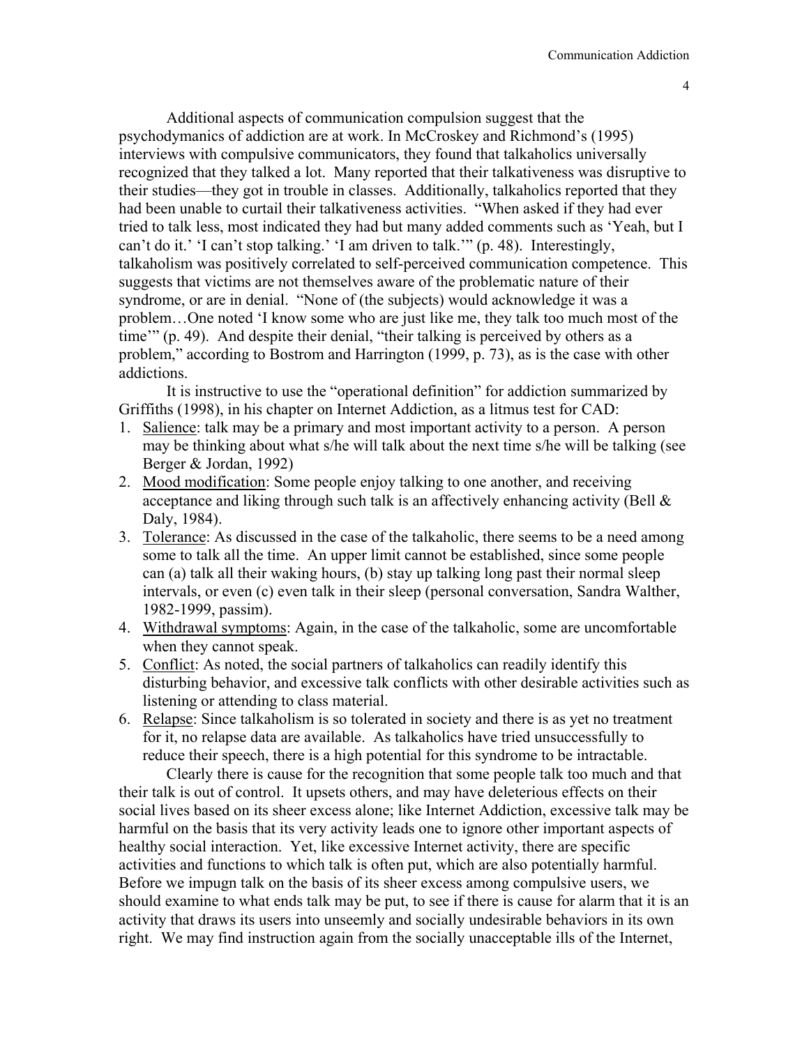Additional aspects of communication compulsion suggest that the psychodymanics of addiction are at work. In McCroskey and Richmond's (1995) interviews with compulsive communicators, they found that talkaholics universally recognized that they talked a lot. Many reported that their talkativeness was disruptive to their studies—they got in trouble in classes. Additionally, talkaholics reported that they had been unable to curtail their talkativeness activities. "When asked if they had ever tried to talk less, most indicated they had but many added comments such as 'Yeah, but I can't do it.' 'I can't stop talking.' 'I am driven to talk.'" (p. 48). Interestingly, talkaholism was positively correlated to self-perceived communication competence. This suggests that victims are not themselves aware of the problematic nature of their syndrome, or are in denial. "None of (the subjects) would acknowledge it was a problem…One noted 'I know some who are just like me, they talk too much most of the time'" (p. 49). And despite their denial, "their talking is perceived by others as a problem," according to Bostrom and Harrington (1999, p. 73), as is the case with other addictions.

It is instructive to use the "operational definition" for addiction summarized by Griffiths (1998), in his chapter on Internet Addiction, as a litmus test for CAD:

1. <u>Salience</u>: talk may be a primary and most important activity to a person. A person may be thinking about what s/he will talk about the next time s/he will be talking (see Berger & Jordan, 1992)
2. <u>Mood modification</u>: Some people enjoy talking to one another, and receiving acceptance and liking through such talk is an affectively enhancing activity (Bell & Daly, 1984).
3. <u>Tolerance</u>: As discussed in the case of the talkaholic, there seems to be a need among some to talk all the time. An upper limit cannot be established, since some people can (a) talk all their waking hours, (b) stay up talking long past their normal sleep intervals, or even (c) even talk in their sleep (personal conversation, Sandra Walther, 1982-1999, passim).
4. <u>Withdrawal symptoms</u>: Again, in the case of the talkaholic, some are uncomfortable when they cannot speak.
5. <u>Conflict</u>: As noted, the social partners of talkaholics can readily identify this disturbing behavior, and excessive talk conflicts with other desirable activities such as listening or attending to class material.
6. <u>Relapse</u>: Since talkaholism is so tolerated in society and there is as yet no treatment for it, no relapse data are available. As talkaholics have tried unsuccessfully to reduce their speech, there is a high potential for this syndrome to be intractable.

Clearly there is cause for the recognition that some people talk too much and that their talk is out of control. It upsets others, and may have deleterious effects on their social lives based on its sheer excess alone; like Internet Addiction, excessive talk may be harmful on the basis that its very activity leads one to ignore other important aspects of healthy social interaction. Yet, like excessive Internet activity, there are specific activities and functions to which talk is often put, which are also potentially harmful. Before we impugn talk on the basis of its sheer excess among compulsive users, we should examine to what ends talk may be put, to see if there is cause for alarm that it is an activity that draws its users into unseemly and socially undesirable behaviors in its own right. We may find instruction again from the socially unacceptable ills of the Internet,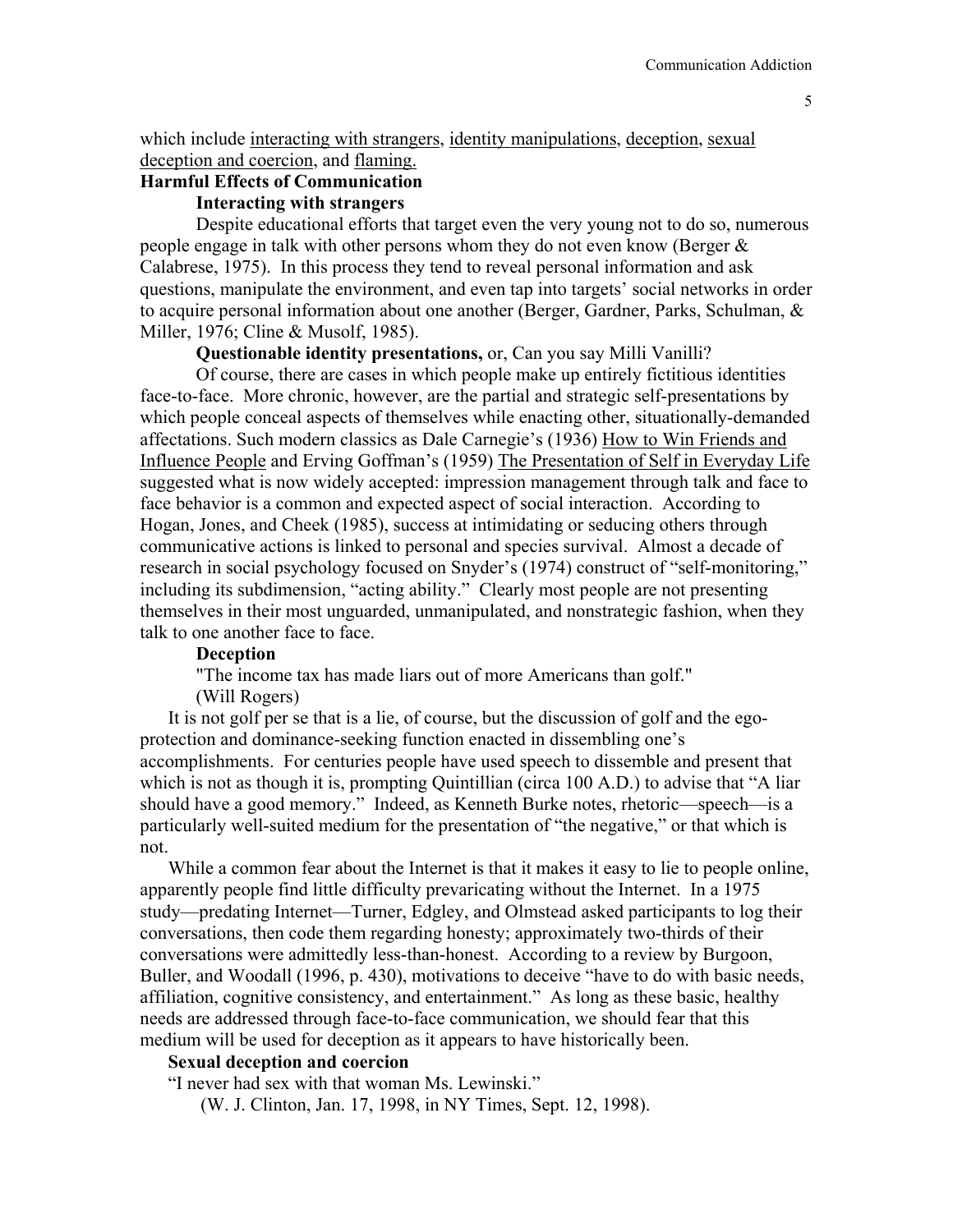which include interacting with strangers, identity manipulations, deception, sexual deception and coercion, and flaming.

## Harmful Effects of Communication

### Interacting with strangers

Despite educational efforts that target even the very young not to do so, numerous people engage in talk with other persons whom they do not even know (Berger & Calabrese, 1975). In this process they tend to reveal personal information and ask questions, manipulate the environment, and even tap into targets' social networks in order to acquire personal information about one another (Berger, Gardner, Parks, Schulman, & Miller, 1976; Cline & Musolf, 1985).

### Questionable identity presentations, or, Can you say Milli Vanilli?

Of course, there are cases in which people make up entirely fictitious identities face-to-face. More chronic, however, are the partial and strategic self-presentations by which people conceal aspects of themselves while enacting other, situationally-demanded affectations. Such modern classics as Dale Carnegie's (1936) How to Win Friends and Influence People and Erving Goffman's (1959) The Presentation of Self in Everyday Life suggested what is now widely accepted: impression management through talk and face to face behavior is a common and expected aspect of social interaction. According to Hogan, Jones, and Cheek (1985), success at intimidating or seducing others through communicative actions is linked to personal and species survival. Almost a decade of research in social psychology focused on Snyder's (1974) construct of "self-monitoring," including its subdimension, "acting ability." Clearly most people are not presenting themselves in their most unguarded, unmanipulated, and nonstrategic fashion, when they talk to one another face to face.

### Deception

"The income tax has made liars out of more Americans than golf."
(Will Rogers)

It is not golf per se that is a lie, of course, but the discussion of golf and the ego-protection and dominance-seeking function enacted in dissembling one's accomplishments. For centuries people have used speech to dissemble and present that which is not as though it is, prompting Quintillian (circa 100 A.D.) to advise that "A liar should have a good memory." Indeed, as Kenneth Burke notes, rhetoric—speech—is a particularly well-suited medium for the presentation of "the negative," or that which is not.

While a common fear about the Internet is that it makes it easy to lie to people online, apparently people find little difficulty prevaricating without the Internet. In a 1975 study—predating Internet—Turner, Edgley, and Olmstead asked participants to log their conversations, then code them regarding honesty; approximately two-thirds of their conversations were admittedly less-than-honest. According to a review by Burgoon, Buller, and Woodall (1996, p. 430), motivations to deceive "have to do with basic needs, affiliation, cognitive consistency, and entertainment." As long as these basic, healthy needs are addressed through face-to-face communication, we should fear that this medium will be used for deception as it appears to have historically been.

### Sexual deception and coercion

"I never had sex with that woman Ms. Lewinski."
(W. J. Clinton, Jan. 17, 1998, in NY Times, Sept. 12, 1998).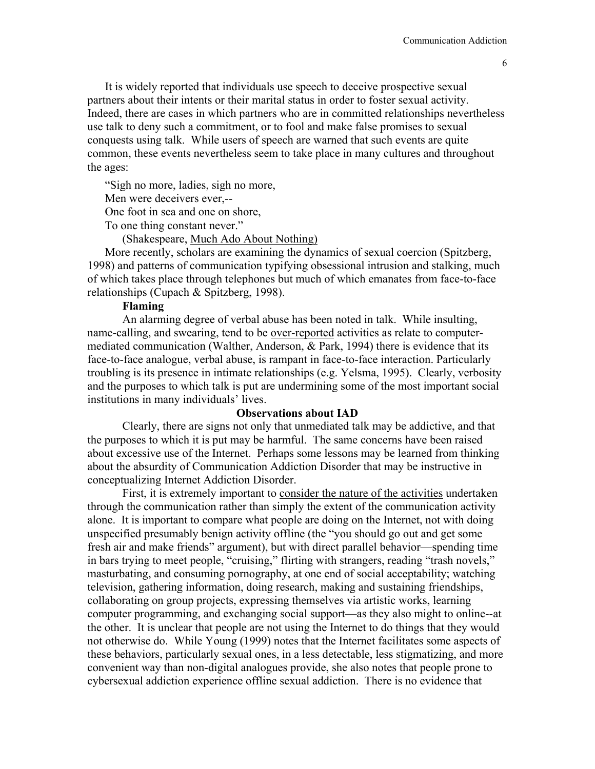It is widely reported that individuals use speech to deceive prospective sexual partners about their intents or their marital status in order to foster sexual activity. Indeed, there are cases in which partners who are in committed relationships nevertheless use talk to deny such a commitment, or to fool and make false promises to sexual conquests using talk. While users of speech are warned that such events are quite common, these events nevertheless seem to take place in many cultures and throughout the ages:

"Sigh no more, ladies, sigh no more,  
Men were deceivers ever,--  
One foot in sea and one on shore,  
To one thing constant never."  
(Shakespeare, Much Ado About Nothing)

More recently, scholars are examining the dynamics of sexual coercion (Spitzberg, 1998) and patterns of communication typifying obsessional intrusion and stalking, much of which takes place through telephones but much of which emanates from face-to-face relationships (Cupach & Spitzberg, 1998).

**Flaming**

An alarming degree of verbal abuse has been noted in talk. While insulting, name-calling, and swearing, tend to be over-reported activities as relate to computer-mediated communication (Walther, Anderson, & Park, 1994) there is evidence that its face-to-face analogue, verbal abuse, is rampant in face-to-face interaction. Particularly troubling is its presence in intimate relationships (e.g. Yelsma, 1995). Clearly, verbosity and the purposes to which talk is put are undermining some of the most important social institutions in many individuals' lives.

## Observations about IAD

Clearly, there are signs not only that unmediated talk may be addictive, and that the purposes to which it is put may be harmful. The same concerns have been raised about excessive use of the Internet. Perhaps some lessons may be learned from thinking about the absurdity of Communication Addiction Disorder that may be instructive in conceptualizing Internet Addiction Disorder.

First, it is extremely important to consider the nature of the activities undertaken through the communication rather than simply the extent of the communication activity alone. It is important to compare what people are doing on the Internet, not with doing unspecified presumably benign activity offline (the "you should go out and get some fresh air and make friends" argument), but with direct parallel behavior—spending time in bars trying to meet people, "cruising," flirting with strangers, reading "trash novels," masturbating, and consuming pornography, at one end of social acceptability; watching television, gathering information, doing research, making and sustaining friendships, collaborating on group projects, expressing themselves via artistic works, learning computer programming, and exchanging social support—as they also might to online--at the other. It is unclear that people are not using the Internet to do things that they would not otherwise do. While Young (1999) notes that the Internet facilitates some aspects of these behaviors, particularly sexual ones, in a less detectable, less stigmatizing, and more convenient way than non-digital analogues provide, she also notes that people prone to cybersexual addiction experience offline sexual addiction. There is no evidence that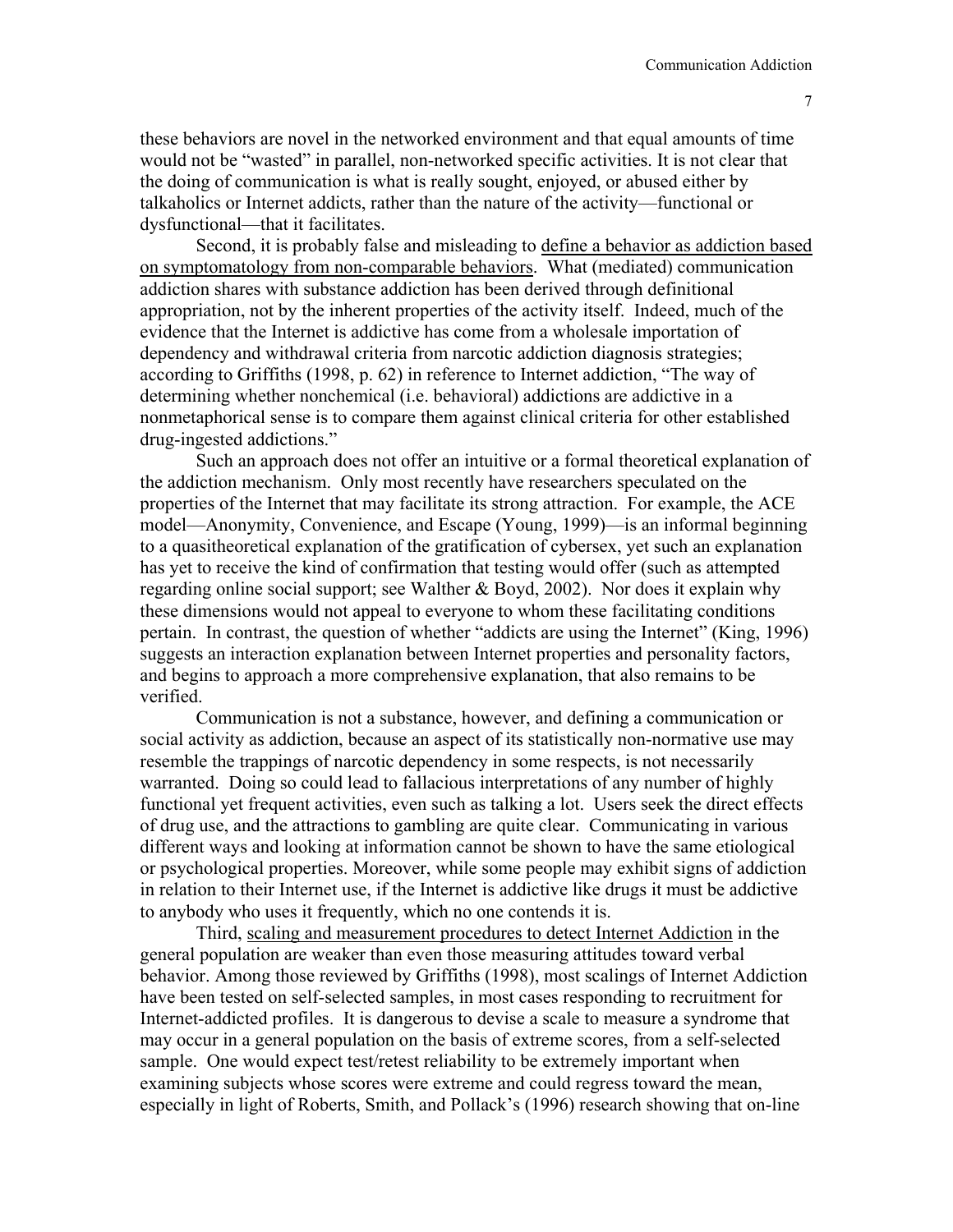these behaviors are novel in the networked environment and that equal amounts of time would not be "wasted" in parallel, non-networked specific activities. It is not clear that the doing of communication is what is really sought, enjoyed, or abused either by talkaholics or Internet addicts, rather than the nature of the activity—functional or dysfunctional—that it facilitates.

Second, it is probably false and misleading to <u>define a behavior as addiction based on symptomatology from non-comparable behaviors</u>. What (mediated) communication addiction shares with substance addiction has been derived through definitional appropriation, not by the inherent properties of the activity itself. Indeed, much of the evidence that the Internet is addictive has come from a wholesale importation of dependency and withdrawal criteria from narcotic addiction diagnosis strategies; according to Griffiths (1998, p. 62) in reference to Internet addiction, "The way of determining whether nonchemical (i.e. behavioral) addictions are addictive in a nonmetaphorical sense is to compare them against clinical criteria for other established drug-ingested addictions."

Such an approach does not offer an intuitive or a formal theoretical explanation of the addiction mechanism. Only most recently have researchers speculated on the properties of the Internet that may facilitate its strong attraction. For example, the ACE model—Anonymity, Convenience, and Escape (Young, 1999)—is an informal beginning to a quasitheoretical explanation of the gratification of cybersex, yet such an explanation has yet to receive the kind of confirmation that testing would offer (such as attempted regarding online social support; see Walther & Boyd, 2002). Nor does it explain why these dimensions would not appeal to everyone to whom these facilitating conditions pertain. In contrast, the question of whether "addicts are using the Internet" (King, 1996) suggests an interaction explanation between Internet properties and personality factors, and begins to approach a more comprehensive explanation, that also remains to be verified.

Communication is not a substance, however, and defining a communication or social activity as addiction, because an aspect of its statistically non-normative use may resemble the trappings of narcotic dependency in some respects, is not necessarily warranted. Doing so could lead to fallacious interpretations of any number of highly functional yet frequent activities, even such as talking a lot. Users seek the direct effects of drug use, and the attractions to gambling are quite clear. Communicating in various different ways and looking at information cannot be shown to have the same etiological or psychological properties. Moreover, while some people may exhibit signs of addiction in relation to their Internet use, if the Internet is addictive like drugs it must be addictive to anybody who uses it frequently, which no one contends it is.

Third, <u>scaling and measurement procedures to detect Internet Addiction</u> in the general population are weaker than even those measuring attitudes toward verbal behavior. Among those reviewed by Griffiths (1998), most scalings of Internet Addiction have been tested on self-selected samples, in most cases responding to recruitment for Internet-addicted profiles. It is dangerous to devise a scale to measure a syndrome that may occur in a general population on the basis of extreme scores, from a self-selected sample. One would expect test/retest reliability to be extremely important when examining subjects whose scores were extreme and could regress toward the mean, especially in light of Roberts, Smith, and Pollack's (1996) research showing that on-line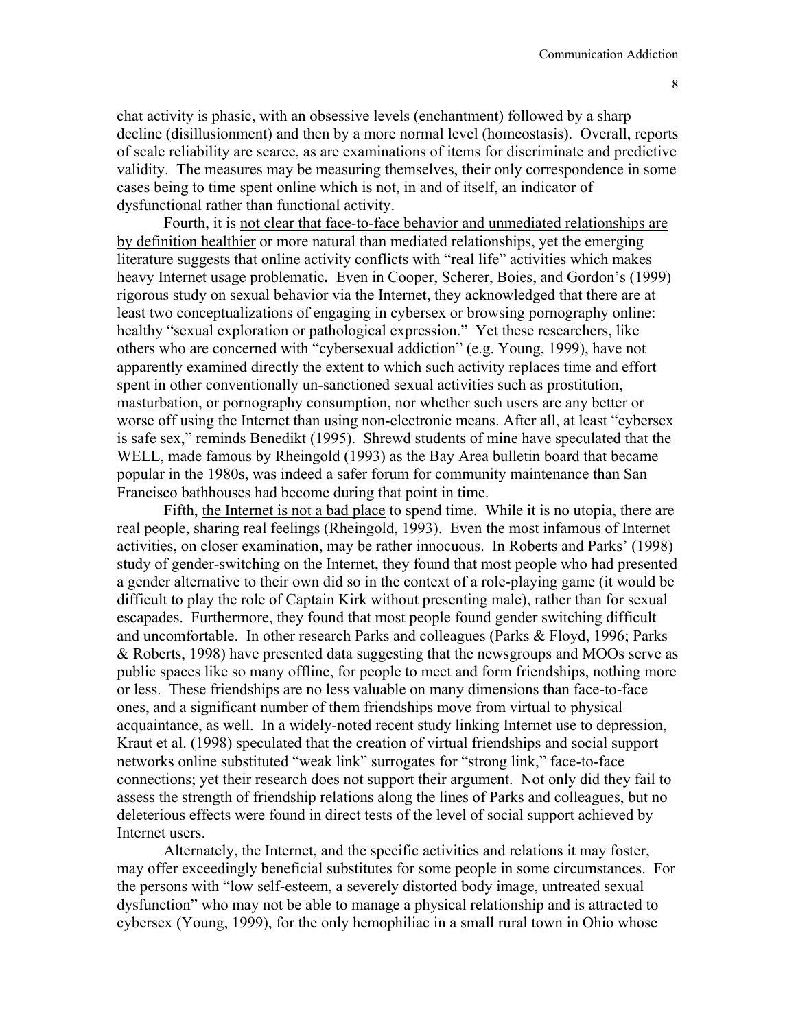chat activity is phasic, with an obsessive levels (enchantment) followed by a sharp decline (disillusionment) and then by a more normal level (homeostasis). Overall, reports of scale reliability are scarce, as are examinations of items for discriminate and predictive validity. The measures may be measuring themselves, their only correspondence in some cases being to time spent online which is not, in and of itself, an indicator of dysfunctional rather than functional activity.

Fourth, it is <u>not clear that face-to-face behavior and unmediated relationships are by definition healthier</u> or more natural than mediated relationships, yet the emerging literature suggests that online activity conflicts with "real life" activities which makes heavy Internet usage problematic**.** Even in Cooper, Scherer, Boies, and Gordon's (1999) rigorous study on sexual behavior via the Internet, they acknowledged that there are at least two conceptualizations of engaging in cybersex or browsing pornography online: healthy "sexual exploration or pathological expression." Yet these researchers, like others who are concerned with "cybersexual addiction" (e.g. Young, 1999), have not apparently examined directly the extent to which such activity replaces time and effort spent in other conventionally un-sanctioned sexual activities such as prostitution, masturbation, or pornography consumption, nor whether such users are any better or worse off using the Internet than using non-electronic means. After all, at least "cybersex is safe sex," reminds Benedikt (1995). Shrewd students of mine have speculated that the WELL, made famous by Rheingold (1993) as the Bay Area bulletin board that became popular in the 1980s, was indeed a safer forum for community maintenance than San Francisco bathhouses had become during that point in time.

Fifth, <u>the Internet is not a bad place</u> to spend time. While it is no utopia, there are real people, sharing real feelings (Rheingold, 1993). Even the most infamous of Internet activities, on closer examination, may be rather innocuous. In Roberts and Parks' (1998) study of gender-switching on the Internet, they found that most people who had presented a gender alternative to their own did so in the context of a role-playing game (it would be difficult to play the role of Captain Kirk without presenting male), rather than for sexual escapades. Furthermore, they found that most people found gender switching difficult and uncomfortable. In other research Parks and colleagues (Parks & Floyd, 1996; Parks & Roberts, 1998) have presented data suggesting that the newsgroups and MOOs serve as public spaces like so many offline, for people to meet and form friendships, nothing more or less. These friendships are no less valuable on many dimensions than face-to-face ones, and a significant number of them friendships move from virtual to physical acquaintance, as well. In a widely-noted recent study linking Internet use to depression, Kraut et al. (1998) speculated that the creation of virtual friendships and social support networks online substituted "weak link" surrogates for "strong link," face-to-face connections; yet their research does not support their argument. Not only did they fail to assess the strength of friendship relations along the lines of Parks and colleagues, but no deleterious effects were found in direct tests of the level of social support achieved by Internet users.

Alternately, the Internet, and the specific activities and relations it may foster, may offer exceedingly beneficial substitutes for some people in some circumstances. For the persons with "low self-esteem, a severely distorted body image, untreated sexual dysfunction" who may not be able to manage a physical relationship and is attracted to cybersex (Young, 1999), for the only hemophiliac in a small rural town in Ohio whose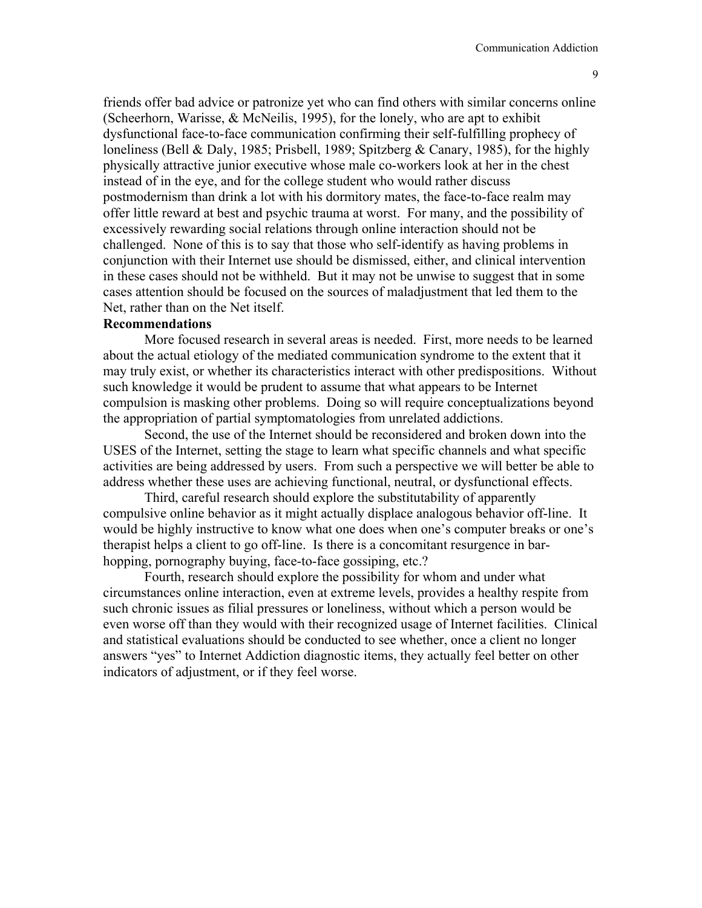friends offer bad advice or patronize yet who can find others with similar concerns online (Scheerhorn, Warisse, & McNeilis, 1995), for the lonely, who are apt to exhibit dysfunctional face-to-face communication confirming their self-fulfilling prophecy of loneliness (Bell & Daly, 1985; Prisbell, 1989; Spitzberg & Canary, 1985), for the highly physically attractive junior executive whose male co-workers look at her in the chest instead of in the eye, and for the college student who would rather discuss postmodernism than drink a lot with his dormitory mates, the face-to-face realm may offer little reward at best and psychic trauma at worst. For many, and the possibility of excessively rewarding social relations through online interaction should not be challenged. None of this is to say that those who self-identify as having problems in conjunction with their Internet use should be dismissed, either, and clinical intervention in these cases should not be withheld. But it may not be unwise to suggest that in some cases attention should be focused on the sources of maladjustment that led them to the Net, rather than on the Net itself.

**Recommendations**

More focused research in several areas is needed. First, more needs to be learned about the actual etiology of the mediated communication syndrome to the extent that it may truly exist, or whether its characteristics interact with other predispositions. Without such knowledge it would be prudent to assume that what appears to be Internet compulsion is masking other problems. Doing so will require conceptualizations beyond the appropriation of partial symptomatologies from unrelated addictions.

Second, the use of the Internet should be reconsidered and broken down into the USES of the Internet, setting the stage to learn what specific channels and what specific activities are being addressed by users. From such a perspective we will better be able to address whether these uses are achieving functional, neutral, or dysfunctional effects.

Third, careful research should explore the substitutability of apparently compulsive online behavior as it might actually displace analogous behavior off-line. It would be highly instructive to know what one does when one's computer breaks or one's therapist helps a client to go off-line. Is there is a concomitant resurgence in bar-hopping, pornography buying, face-to-face gossiping, etc.?

Fourth, research should explore the possibility for whom and under what circumstances online interaction, even at extreme levels, provides a healthy respite from such chronic issues as filial pressures or loneliness, without which a person would be even worse off than they would with their recognized usage of Internet facilities. Clinical and statistical evaluations should be conducted to see whether, once a client no longer answers "yes" to Internet Addiction diagnostic items, they actually feel better on other indicators of adjustment, or if they feel worse.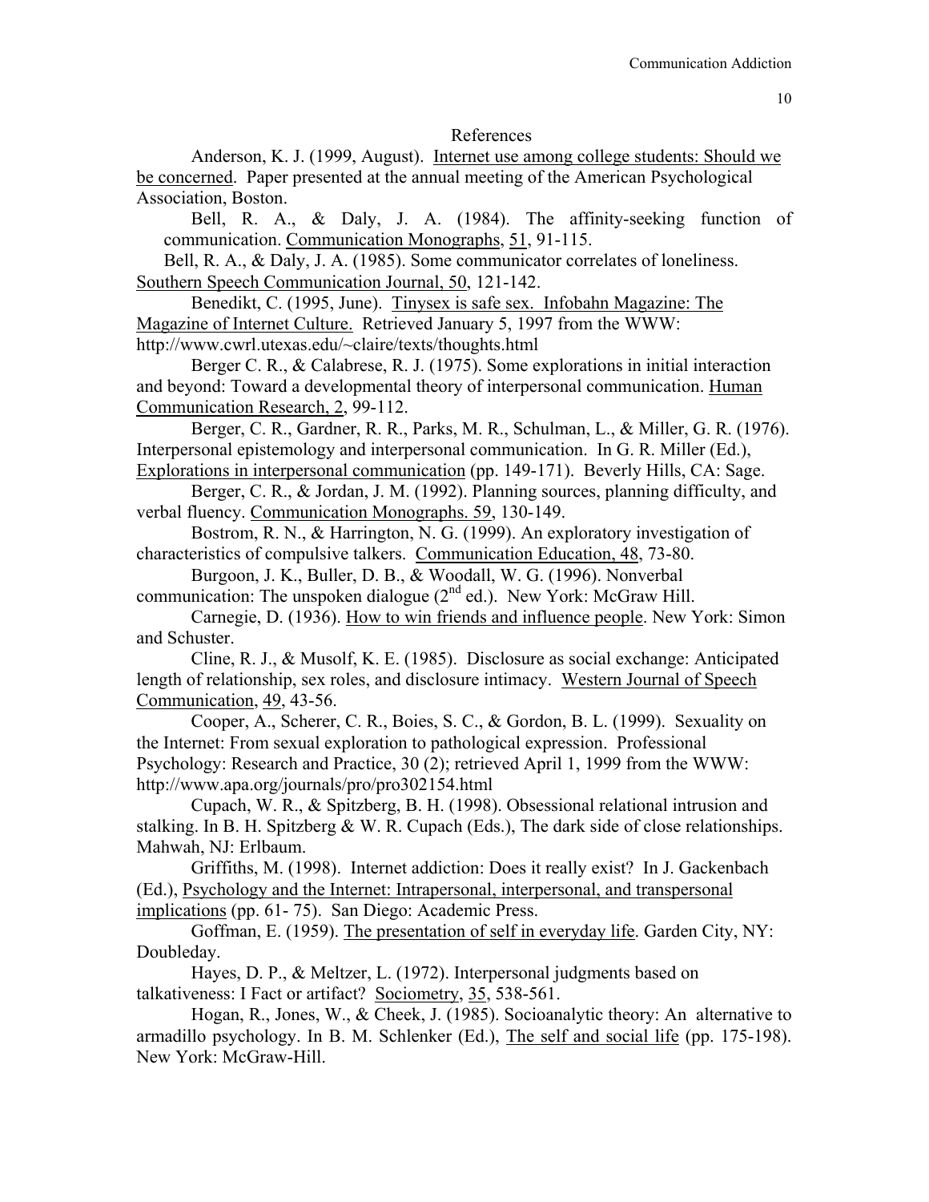# References

Anderson, K. J. (1999, August). Internet use among college students: Should we be concerned. Paper presented at the annual meeting of the American Psychological Association, Boston.

Bell, R. A., & Daly, J. A. (1984). The affinity-seeking function of communication. Communication Monographs, 51, 91-115.

Bell, R. A., & Daly, J. A. (1985). Some communicator correlates of loneliness. Southern Speech Communication Journal, 50, 121-142.

Benedikt, C. (1995, June). Tinysex is safe sex. Infobahn Magazine: The Magazine of Internet Culture. Retrieved January 5, 1997 from the WWW: http://www.cwrl.utexas.edu/~claire/texts/thoughts.html

Berger C. R., & Calabrese, R. J. (1975). Some explorations in initial interaction and beyond: Toward a developmental theory of interpersonal communication. Human Communication Research, 2, 99-112.

Berger, C. R., Gardner, R. R., Parks, M. R., Schulman, L., & Miller, G. R. (1976). Interpersonal epistemology and interpersonal communication. In G. R. Miller (Ed.), Explorations in interpersonal communication (pp. 149-171). Beverly Hills, CA: Sage.

Berger, C. R., & Jordan, J. M. (1992). Planning sources, planning difficulty, and verbal fluency. Communication Monographs. 59, 130-149.

Bostrom, R. N., & Harrington, N. G. (1999). An exploratory investigation of characteristics of compulsive talkers. Communication Education, 48, 73-80.

Burgoon, J. K., Buller, D. B., & Woodall, W. G. (1996). Nonverbal communication: The unspoken dialogue (2nd ed.). New York: McGraw Hill.

Carnegie, D. (1936). How to win friends and influence people. New York: Simon and Schuster.

Cline, R. J., & Musolf, K. E. (1985). Disclosure as social exchange: Anticipated length of relationship, sex roles, and disclosure intimacy. Western Journal of Speech Communication, 49, 43-56.

Cooper, A., Scherer, C. R., Boies, S. C., & Gordon, B. L. (1999). Sexuality on the Internet: From sexual exploration to pathological expression. Professional Psychology: Research and Practice, 30 (2); retrieved April 1, 1999 from the WWW: http://www.apa.org/journals/pro/pro302154.html

Cupach, W. R., & Spitzberg, B. H. (1998). Obsessional relational intrusion and stalking. In B. H. Spitzberg & W. R. Cupach (Eds.), The dark side of close relationships. Mahwah, NJ: Erlbaum.

Griffiths, M. (1998). Internet addiction: Does it really exist? In J. Gackenbach (Ed.), Psychology and the Internet: Intrapersonal, interpersonal, and transpersonal implications (pp. 61- 75). San Diego: Academic Press.

Goffman, E. (1959). The presentation of self in everyday life. Garden City, NY: Doubleday.

Hayes, D. P., & Meltzer, L. (1972). Interpersonal judgments based on talkativeness: I Fact or artifact? Sociometry, 35, 538-561.

Hogan, R., Jones, W., & Cheek, J. (1985). Socioanalytic theory: An alternative to armadillo psychology. In B. M. Schlenker (Ed.), The self and social life (pp. 175-198). New York: McGraw-Hill.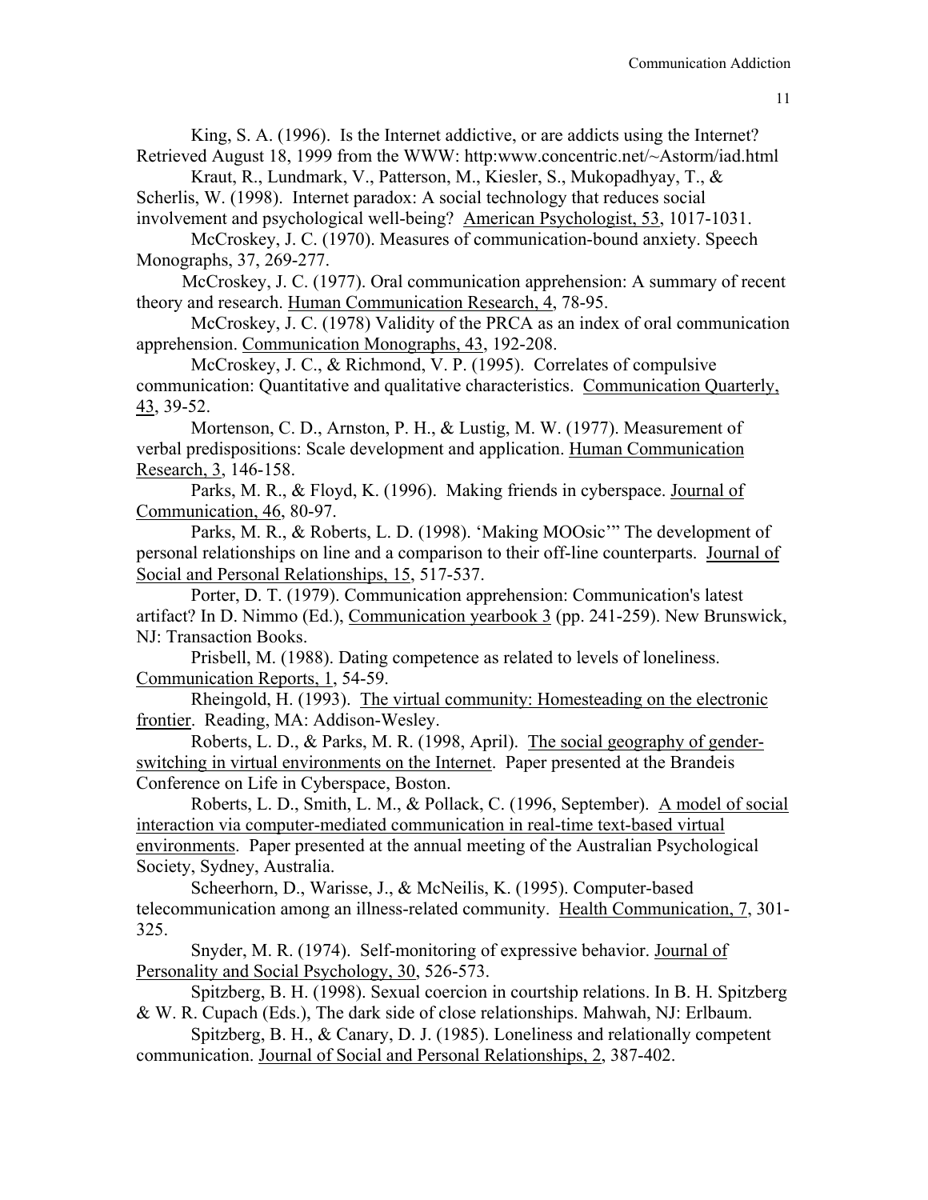King, S. A. (1996). Is the Internet addictive, or are addicts using the Internet? Retrieved August 18, 1999 from the WWW: http:www.concentric.net/~Astorm/iad.html

Kraut, R., Lundmark, V., Patterson, M., Kiesler, S., Mukopadhyay, T., & Scherlis, W. (1998). Internet paradox: A social technology that reduces social involvement and psychological well-being? American Psychologist, 53, 1017-1031.

McCroskey, J. C. (1970). Measures of communication-bound anxiety. Speech Monographs, 37, 269-277.

McCroskey, J. C. (1977). Oral communication apprehension: A summary of recent theory and research. Human Communication Research, 4, 78-95.

McCroskey, J. C. (1978) Validity of the PRCA as an index of oral communication apprehension. Communication Monographs, 43, 192-208.

McCroskey, J. C., & Richmond, V. P. (1995). Correlates of compulsive communication: Quantitative and qualitative characteristics. Communication Quarterly, 43, 39-52.

Mortenson, C. D., Arnston, P. H., & Lustig, M. W. (1977). Measurement of verbal predispositions: Scale development and application. Human Communication Research, 3, 146-158.

Parks, M. R., & Floyd, K. (1996). Making friends in cyberspace. Journal of Communication, 46, 80-97.

Parks, M. R., & Roberts, L. D. (1998). 'Making MOOsic'" The development of personal relationships on line and a comparison to their off-line counterparts. Journal of Social and Personal Relationships, 15, 517-537.

Porter, D. T. (1979). Communication apprehension: Communication's latest artifact? In D. Nimmo (Ed.), Communication yearbook 3 (pp. 241-259). New Brunswick, NJ: Transaction Books.

Prisbell, M. (1988). Dating competence as related to levels of loneliness. Communication Reports, 1, 54-59.

Rheingold, H. (1993). The virtual community: Homesteading on the electronic frontier. Reading, MA: Addison-Wesley.

Roberts, L. D., & Parks, M. R. (1998, April). The social geography of gender-switching in virtual environments on the Internet. Paper presented at the Brandeis Conference on Life in Cyberspace, Boston.

Roberts, L. D., Smith, L. M., & Pollack, C. (1996, September). A model of social interaction via computer-mediated communication in real-time text-based virtual environments. Paper presented at the annual meeting of the Australian Psychological Society, Sydney, Australia.

Scheerhorn, D., Warisse, J., & McNeilis, K. (1995). Computer-based telecommunication among an illness-related community. Health Communication, 7, 301-325.

Snyder, M. R. (1974). Self-monitoring of expressive behavior. Journal of Personality and Social Psychology, 30, 526-573.

Spitzberg, B. H. (1998). Sexual coercion in courtship relations. In B. H. Spitzberg & W. R. Cupach (Eds.), The dark side of close relationships. Mahwah, NJ: Erlbaum.

Spitzberg, B. H., & Canary, D. J. (1985). Loneliness and relationally competent communication. Journal of Social and Personal Relationships, 2, 387-402.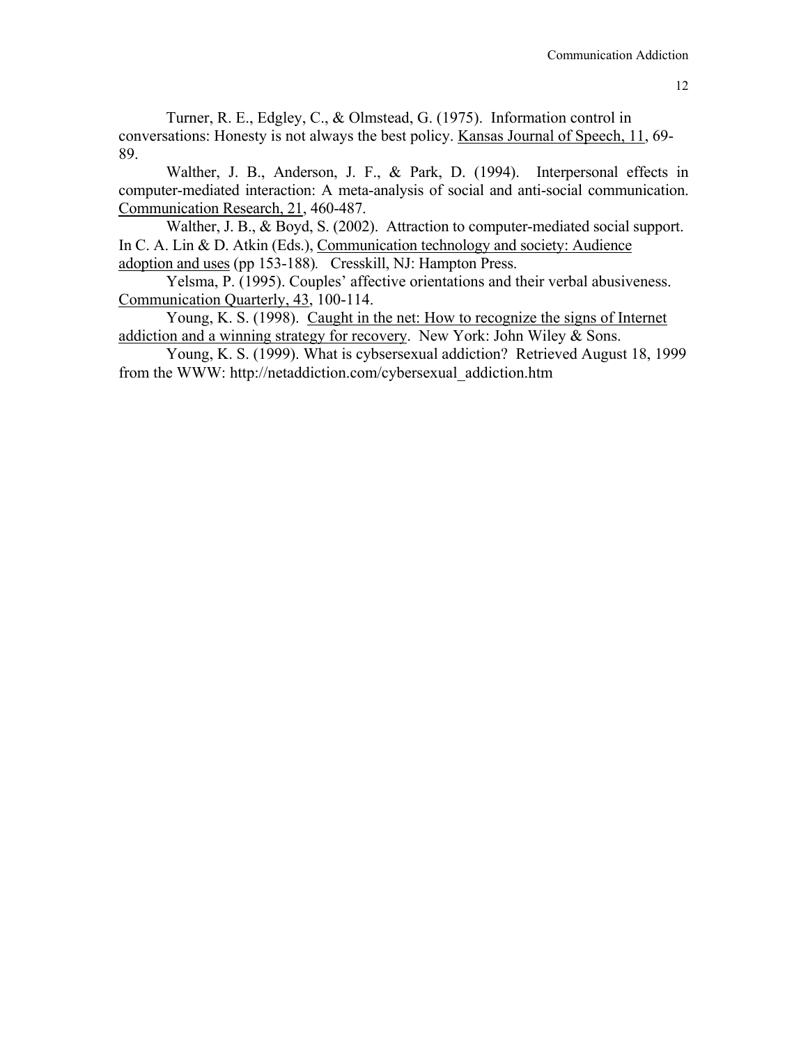Turner, R. E., Edgley, C., & Olmstead, G. (1975). Information control in conversations: Honesty is not always the best policy. Kansas Journal of Speech, 11, 69-89.

Walther, J. B., Anderson, J. F., & Park, D. (1994). Interpersonal effects in computer-mediated interaction: A meta-analysis of social and anti-social communication. Communication Research, 21, 460-487.

Walther, J. B., & Boyd, S. (2002). Attraction to computer-mediated social support. In C. A. Lin & D. Atkin (Eds.), Communication technology and society: Audience adoption and uses (pp 153-188). Cresskill, NJ: Hampton Press.

Yelsma, P. (1995). Couples' affective orientations and their verbal abusiveness. Communication Quarterly, 43, 100-114.

Young, K. S. (1998). Caught in the net: How to recognize the signs of Internet addiction and a winning strategy for recovery. New York: John Wiley & Sons.

Young, K. S. (1999). What is cybsersexual addiction? Retrieved August 18, 1999 from the WWW: http://netaddiction.com/cybersexual_addiction.htm